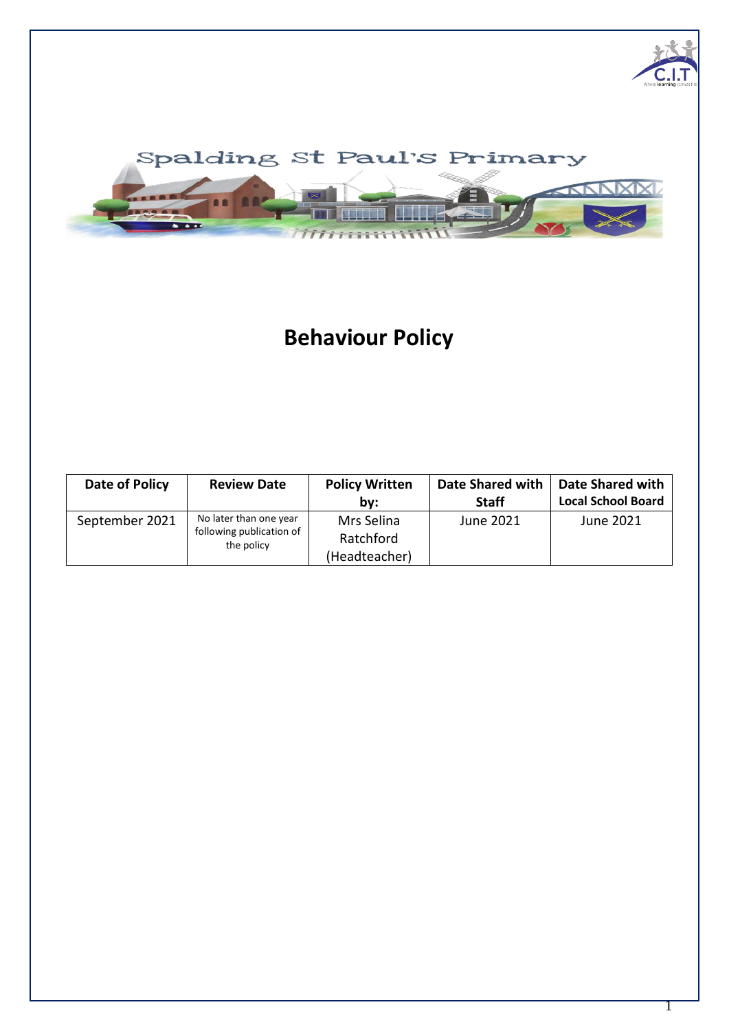Spalding St Paul's Primary

# Behaviour Policy

| Date of Policy | Review Date | Policy Written by: | Date Shared with Staff | Date Shared with Local School Board |
|---|---|---|---|---|
| September 2021 | No later than one year following publication of the policy | Mrs Selina Ratchford (Headteacher) | June 2021 | June 2021 |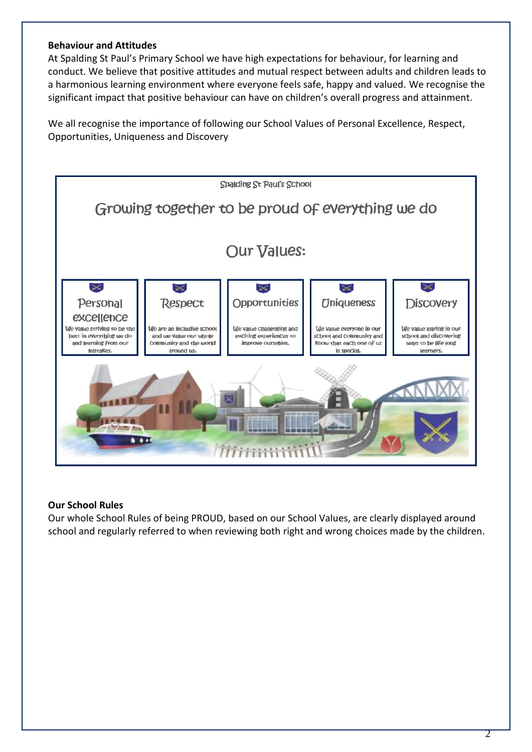**Behaviour and Attitudes**

At Spalding St Paul's Primary School we have high expectations for behaviour, for learning and conduct. We believe that positive attitudes and mutual respect between adults and children leads to a harmonious learning environment where everyone feels safe, happy and valued. We recognise the significant impact that positive behaviour can have on children's overall progress and attainment.

We all recognise the importance of following our School Values of Personal Excellence, Respect, Opportunities, Uniqueness and Discovery

Spalding St Paul's School

## Growing together to be proud of everything we do

## Our Values:

| Personal excellence | Respect | Opportunities | Uniqueness | Discovery |
| --- | --- | --- | --- | --- |
| We value striving to be the best in everything we do and learning from our mistakes. | We are an inclusive school and we value our whole community and the world around us. | We value challenging and exciting experiences to improve ourselves. | We value everyone in our school and community and know that each one of us is special. | We value learing in our school and discovering ways to be life long learners. |

**Our School Rules**

Our whole School Rules of being PROUD, based on our School Values, are clearly displayed around school and regularly referred to when reviewing both right and wrong choices made by the children.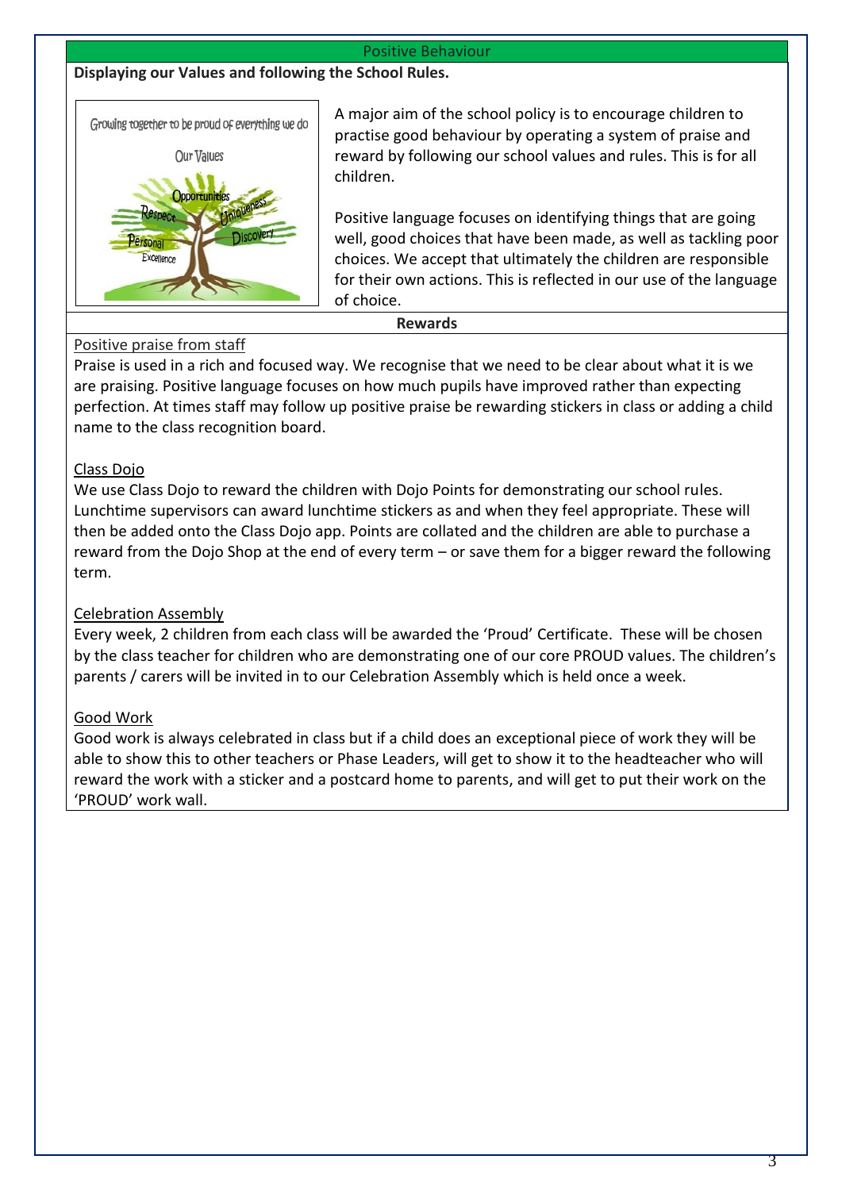## Positive Behaviour

**Displaying our Values and following the School Rules.**

Growing together to be proud of everything we do

Our Values

Opportunities, Respect, Uniqueness, Personal Excellence, Discovery

A major aim of the school policy is to encourage children to practise good behaviour by operating a system of praise and reward by following our school values and rules. This is for all children.

Positive language focuses on identifying things that are going well, good choices that have been made, as well as tackling poor choices. We accept that ultimately the children are responsible for their own actions. This is reflected in our use of the language of choice.

### Rewards

Positive praise from staff

Praise is used in a rich and focused way. We recognise that we need to be clear about what it is we are praising. Positive language focuses on how much pupils have improved rather than expecting perfection. At times staff may follow up positive praise be rewarding stickers in class or adding a child name to the class recognition board.

Class Dojo

We use Class Dojo to reward the children with Dojo Points for demonstrating our school rules. Lunchtime supervisors can award lunchtime stickers as and when they feel appropriate. These will then be added onto the Class Dojo app. Points are collated and the children are able to purchase a reward from the Dojo Shop at the end of every term – or save them for a bigger reward the following term.

Celebration Assembly

Every week, 2 children from each class will be awarded the 'Proud' Certificate. These will be chosen by the class teacher for children who are demonstrating one of our core PROUD values. The children's parents / carers will be invited in to our Celebration Assembly which is held once a week.

Good Work

Good work is always celebrated in class but if a child does an exceptional piece of work they will be able to show this to other teachers or Phase Leaders, will get to show it to the headteacher who will reward the work with a sticker and a postcard home to parents, and will get to put their work on the 'PROUD' work wall.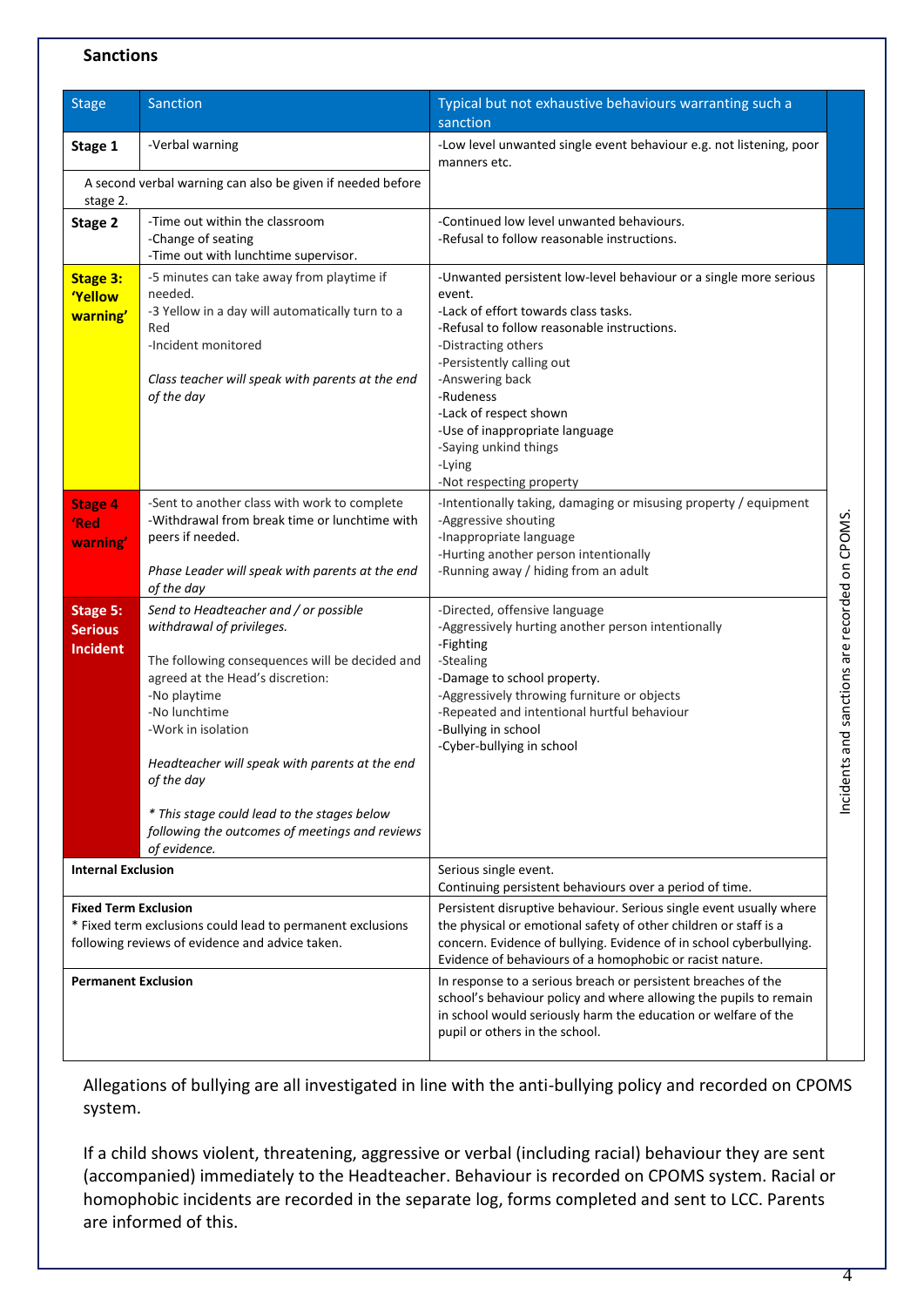## Sanctions

| Stage | Sanction | Typical but not exhaustive behaviours warranting such a sanction |
|---|---|---|
| **Stage 1** | -Verbal warning<br><br>A second verbal warning can also be given if needed before stage 2. | -Low level unwanted single event behaviour e.g. not listening, poor manners etc. |
| **Stage 2** | -Time out within the classroom<br>-Change of seating<br>-Time out with lunchtime supervisor. | -Continued low level unwanted behaviours.<br>-Refusal to follow reasonable instructions. |
| **Stage 3: 'Yellow warning'** | -5 minutes can take away from playtime if needed.<br>-3 Yellow in a day will automatically turn to a Red<br>-Incident monitored<br><br>*Class teacher will speak with parents at the end of the day* | -Unwanted persistent low-level behaviour or a single more serious event.<br>-Lack of effort towards class tasks.<br>-Refusal to follow reasonable instructions.<br>-Distracting others<br>-Persistently calling out<br>-Answering back<br>-Rudeness<br>-Lack of respect shown<br>-Use of inappropriate language<br>-Saying unkind things<br>-Lying<br>-Not respecting property |
| **Stage 4 'Red warning'** | -Sent to another class with work to complete<br>-Withdrawal from break time or lunchtime with peers if needed.<br><br>*Phase Leader will speak with parents at the end of the day* | -Intentionally taking, damaging or misusing property / equipment<br>-Aggressive shouting<br>-Inappropriate language<br>-Hurting another person intentionally<br>-Running away / hiding from an adult |
| **Stage 5: Serious Incident** | *Send to Headteacher and / or possible withdrawal of privileges.*<br><br>The following consequences will be decided and agreed at the Head's discretion:<br>-No playtime<br>-No lunchtime<br>-Work in isolation<br><br>*Headteacher will speak with parents at the end of the day*<br><br>*\* This stage could lead to the stages below following the outcomes of meetings and reviews of evidence.* | -Directed, offensive language<br>-Aggressively hurting another person intentionally<br>-Fighting<br>-Stealing<br>-Damage to school property.<br>-Aggressively throwing furniture or objects<br>-Repeated and intentional hurtful behaviour<br>-Bullying in school<br>-Cyber-bullying in school |
| **Internal Exclusion** | | Serious single event.<br>Continuing persistent behaviours over a period of time. |
| **Fixed Term Exclusion**<br>* Fixed term exclusions could lead to permanent exclusions following reviews of evidence and advice taken. | | Persistent disruptive behaviour. Serious single event usually where the physical or emotional safety of other children or staff is a concern. Evidence of bullying. Evidence of in school cyberbullying. Evidence of behaviours of a homophobic or racist nature. |
| **Permanent Exclusion** | | In response to a serious breach or persistent breaches of the school's behaviour policy and where allowing the pupils to remain in school would seriously harm the education or welfare of the pupil or others in the school. |

Incidents and sanctions are recorded on CPOMS.

Allegations of bullying are all investigated in line with the anti-bullying policy and recorded on CPOMS system.

If a child shows violent, threatening, aggressive or verbal (including racial) behaviour they are sent (accompanied) immediately to the Headteacher. Behaviour is recorded on CPOMS system. Racial or homophobic incidents are recorded in the separate log, forms completed and sent to LCC. Parents are informed of this.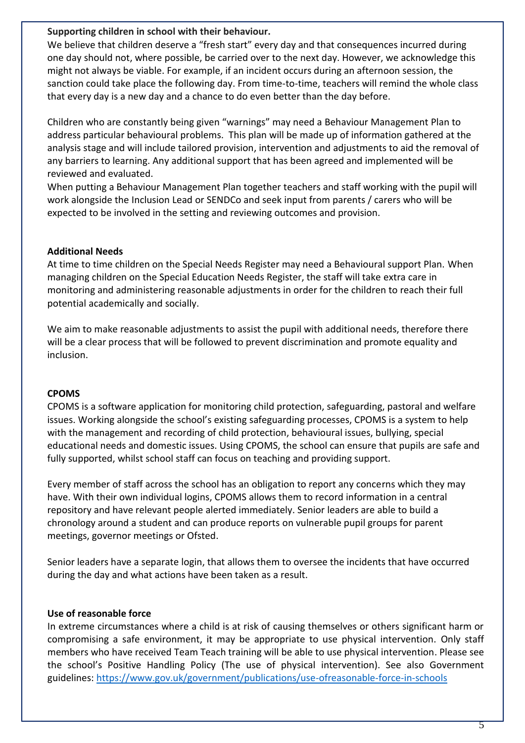**Supporting children in school with their behaviour.**

We believe that children deserve a "fresh start" every day and that consequences incurred during one day should not, where possible, be carried over to the next day. However, we acknowledge this might not always be viable. For example, if an incident occurs during an afternoon session, the sanction could take place the following day. From time-to-time, teachers will remind the whole class that every day is a new day and a chance to do even better than the day before.

Children who are constantly being given "warnings" may need a Behaviour Management Plan to address particular behavioural problems. This plan will be made up of information gathered at the analysis stage and will include tailored provision, intervention and adjustments to aid the removal of any barriers to learning. Any additional support that has been agreed and implemented will be reviewed and evaluated.

When putting a Behaviour Management Plan together teachers and staff working with the pupil will work alongside the Inclusion Lead or SENDCo and seek input from parents / carers who will be expected to be involved in the setting and reviewing outcomes and provision.

**Additional Needs**

At time to time children on the Special Needs Register may need a Behavioural support Plan. When managing children on the Special Education Needs Register, the staff will take extra care in monitoring and administering reasonable adjustments in order for the children to reach their full potential academically and socially.

We aim to make reasonable adjustments to assist the pupil with additional needs, therefore there will be a clear process that will be followed to prevent discrimination and promote equality and inclusion.

**CPOMS**

CPOMS is a software application for monitoring child protection, safeguarding, pastoral and welfare issues. Working alongside the school's existing safeguarding processes, CPOMS is a system to help with the management and recording of child protection, behavioural issues, bullying, special educational needs and domestic issues. Using CPOMS, the school can ensure that pupils are safe and fully supported, whilst school staff can focus on teaching and providing support.

Every member of staff across the school has an obligation to report any concerns which they may have. With their own individual logins, CPOMS allows them to record information in a central repository and have relevant people alerted immediately. Senior leaders are able to build a chronology around a student and can produce reports on vulnerable pupil groups for parent meetings, governor meetings or Ofsted.

Senior leaders have a separate login, that allows them to oversee the incidents that have occurred during the day and what actions have been taken as a result.

**Use of reasonable force**

In extreme circumstances where a child is at risk of causing themselves or others significant harm or compromising a safe environment, it may be appropriate to use physical intervention. Only staff members who have received Team Teach training will be able to use physical intervention. Please see the school's Positive Handling Policy (The use of physical intervention). See also Government guidelines: [https://www.gov.uk/government/publications/use-ofreasonable-force-in-schools](https://www.gov.uk/government/publications/use-ofreasonable-force-in-schools)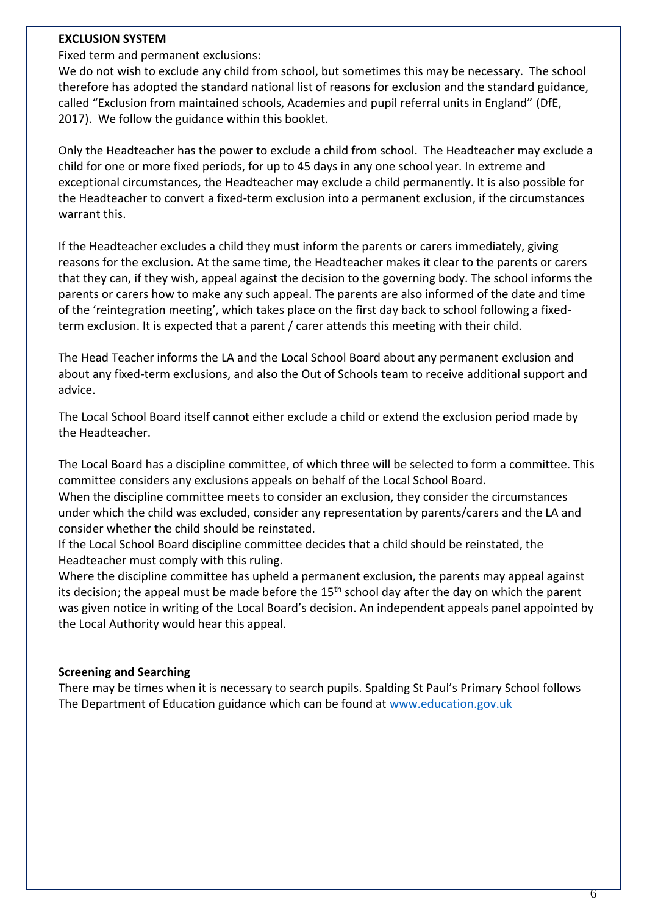## EXCLUSION SYSTEM

Fixed term and permanent exclusions:

We do not wish to exclude any child from school, but sometimes this may be necessary. The school therefore has adopted the standard national list of reasons for exclusion and the standard guidance, called "Exclusion from maintained schools, Academies and pupil referral units in England" (DfE, 2017). We follow the guidance within this booklet.

Only the Headteacher has the power to exclude a child from school. The Headteacher may exclude a child for one or more fixed periods, for up to 45 days in any one school year. In extreme and exceptional circumstances, the Headteacher may exclude a child permanently. It is also possible for the Headteacher to convert a fixed-term exclusion into a permanent exclusion, if the circumstances warrant this.

If the Headteacher excludes a child they must inform the parents or carers immediately, giving reasons for the exclusion. At the same time, the Headteacher makes it clear to the parents or carers that they can, if they wish, appeal against the decision to the governing body. The school informs the parents or carers how to make any such appeal. The parents are also informed of the date and time of the 'reintegration meeting', which takes place on the first day back to school following a fixed-term exclusion. It is expected that a parent / carer attends this meeting with their child.

The Head Teacher informs the LA and the Local School Board about any permanent exclusion and about any fixed-term exclusions, and also the Out of Schools team to receive additional support and advice.

The Local School Board itself cannot either exclude a child or extend the exclusion period made by the Headteacher.

The Local Board has a discipline committee, of which three will be selected to form a committee. This committee considers any exclusions appeals on behalf of the Local School Board.

When the discipline committee meets to consider an exclusion, they consider the circumstances under which the child was excluded, consider any representation by parents/carers and the LA and consider whether the child should be reinstated.

If the Local School Board discipline committee decides that a child should be reinstated, the Headteacher must comply with this ruling.

Where the discipline committee has upheld a permanent exclusion, the parents may appeal against its decision; the appeal must be made before the 15th school day after the day on which the parent was given notice in writing of the Local Board's decision. An independent appeals panel appointed by the Local Authority would hear this appeal.

### Screening and Searching

There may be times when it is necessary to search pupils. Spalding St Paul's Primary School follows The Department of Education guidance which can be found at [www.education.gov.uk](http://www.education.gov.uk)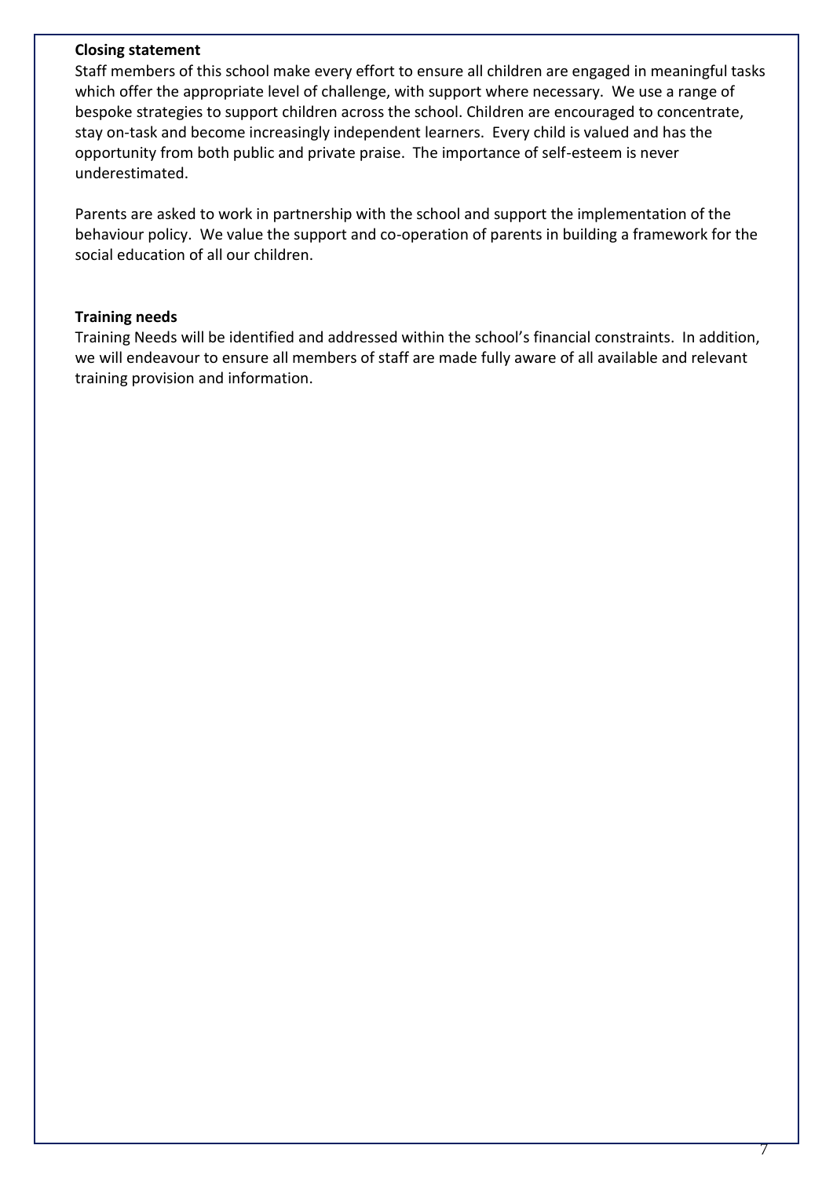**Closing statement**

Staff members of this school make every effort to ensure all children are engaged in meaningful tasks which offer the appropriate level of challenge, with support where necessary. We use a range of bespoke strategies to support children across the school. Children are encouraged to concentrate, stay on-task and become increasingly independent learners. Every child is valued and has the opportunity from both public and private praise. The importance of self-esteem is never underestimated.

Parents are asked to work in partnership with the school and support the implementation of the behaviour policy. We value the support and co-operation of parents in building a framework for the social education of all our children.

**Training needs**

Training Needs will be identified and addressed within the school's financial constraints. In addition, we will endeavour to ensure all members of staff are made fully aware of all available and relevant training provision and information.